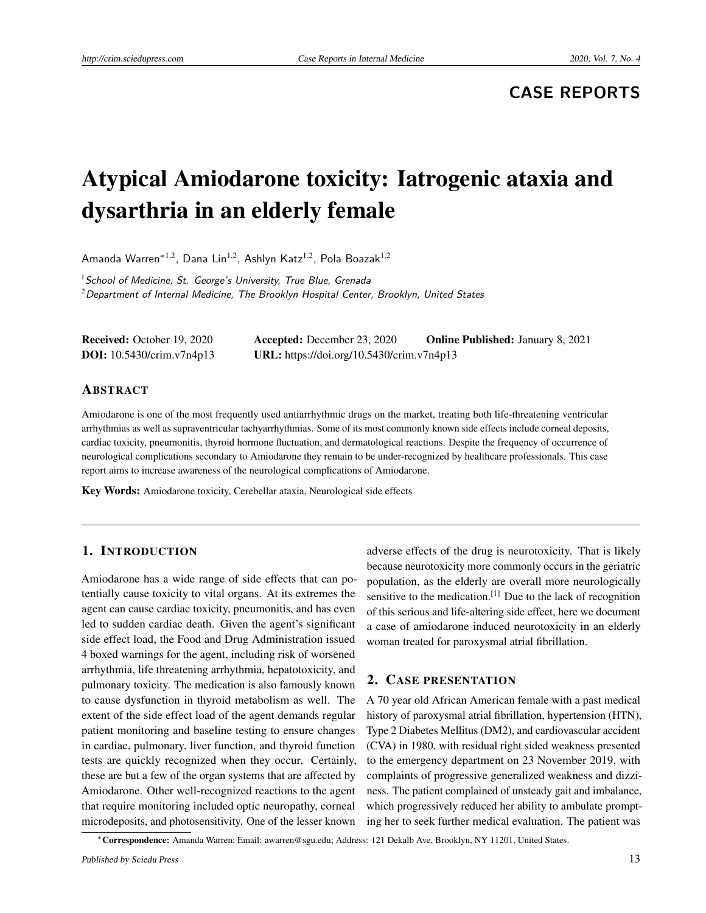**CASE REPORTS**

# Atypical Amiodarone toxicity: Iatrogenic ataxia and dysarthria in an elderly female

Amanda Warren*[1,2], Dana Lin[1,2], Ashlyn Katz[1,2], Pola Boazak[1,2]

[1] *School of Medicine, St. George's University, True Blue, Grenada*
[2] *Department of Internal Medicine, The Brooklyn Hospital Center, Brooklyn, United States*

**Received:** October 19, 2020 **Accepted:** December 23, 2020 **Online Published:** January 8, 2021
**DOI:** 10.5430/crim.v7n4p13 **URL:** https://doi.org/10.5430/crim.v7n4p13

## Abstract

Amiodarone is one of the most frequently used antiarrhythmic drugs on the market, treating both life-threatening ventricular arrhythmias as well as supraventricular tachyarrhythmias. Some of its most commonly known side effects include corneal deposits, cardiac toxicity, pneumonitis, thyroid hormone fluctuation, and dermatological reactions. Despite the frequency of occurrence of neurological complications secondary to Amiodarone they remain to be under-recognized by healthcare professionals. This case report aims to increase awareness of the neurological complications of Amiodarone.

**Key Words:** Amiodarone toxicity, Cerebellar ataxia, Neurological side effects

## 1. Introduction

Amiodarone has a wide range of side effects that can potentially cause toxicity to vital organs. At its extremes the agent can cause cardiac toxicity, pneumonitis, and has even led to sudden cardiac death. Given the agent's significant side effect load, the Food and Drug Administration issued 4 boxed warnings for the agent, including risk of worsened arrhythmia, life threatening arrhythmia, hepatotoxicity, and pulmonary toxicity. The medication is also famously known to cause dysfunction in thyroid metabolism as well. The extent of the side effect load of the agent demands regular patient monitoring and baseline testing to ensure changes in cardiac, pulmonary, liver function, and thyroid function tests are quickly recognized when they occur. Certainly, these are but a few of the organ systems that are affected by Amiodarone. Other well-recognized reactions to the agent that require monitoring included optic neuropathy, corneal microdeposits, and photosensitivity. One of the lesser known adverse effects of the drug is neurotoxicity. That is likely because neurotoxicity more commonly occurs in the geriatric population, as the elderly are overall more neurologically sensitive to the medication.[1] Due to the lack of recognition of this serious and life-altering side effect, here we document a case of amiodarone induced neurotoxicity in an elderly woman treated for paroxysmal atrial fibrillation.

## 2. Case presentation

A 70 year old African American female with a past medical history of paroxysmal atrial fibrillation, hypertension (HTN), Type 2 Diabetes Mellitus (DM2), and cardiovascular accident (CVA) in 1980, with residual right sided weakness presented to the emergency department on 23 November 2019, with complaints of progressive generalized weakness and dizziness. The patient complained of unsteady gait and imbalance, which progressively reduced her ability to ambulate prompting her to seek further medical evaluation. The patient was

*Correspondence: Amanda Warren; Email: awarren@sgu.edu; Address: 121 Dekalb Ave, Brooklyn, NY 11201, United States.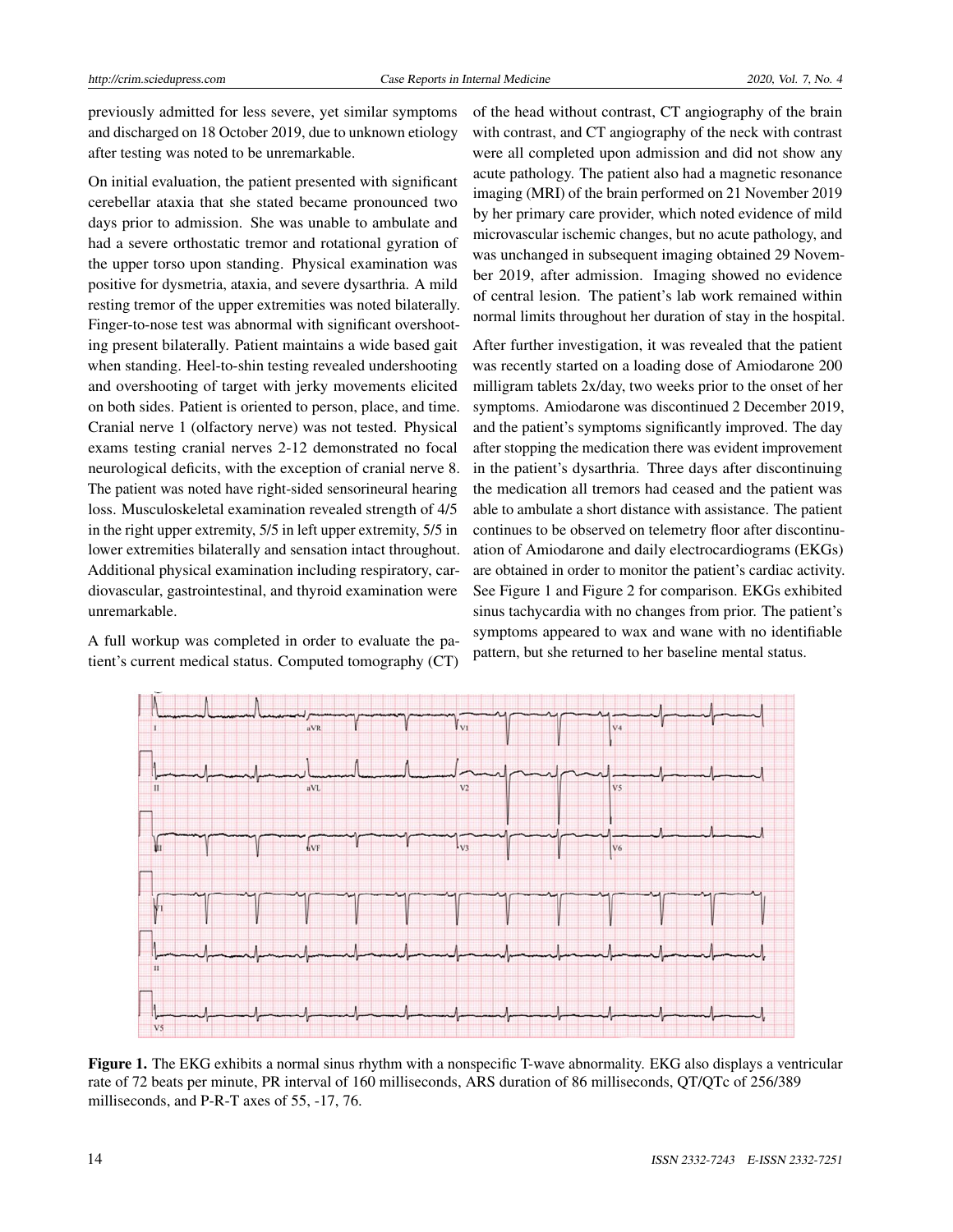previously admitted for less severe, yet similar symptoms and discharged on 18 October 2019, due to unknown etiology after testing was noted to be unremarkable.

On initial evaluation, the patient presented with significant cerebellar ataxia that she stated became pronounced two days prior to admission. She was unable to ambulate and had a severe orthostatic tremor and rotational gyration of the upper torso upon standing. Physical examination was positive for dysmetria, ataxia, and severe dysarthria. A mild resting tremor of the upper extremities was noted bilaterally. Finger-to-nose test was abnormal with significant overshooting present bilaterally. Patient maintains a wide based gait when standing. Heel-to-shin testing revealed undershooting and overshooting of target with jerky movements elicited on both sides. Patient is oriented to person, place, and time. Cranial nerve 1 (olfactory nerve) was not tested. Physical exams testing cranial nerves 2-12 demonstrated no focal neurological deficits, with the exception of cranial nerve 8. The patient was noted have right-sided sensorineural hearing loss. Musculoskeletal examination revealed strength of 4/5 in the right upper extremity, 5/5 in left upper extremity, 5/5 in lower extremities bilaterally and sensation intact throughout. Additional physical examination including respiratory, cardiovascular, gastrointestinal, and thyroid examination were unremarkable.

A full workup was completed in order to evaluate the patient's current medical status. Computed tomography (CT) of the head without contrast, CT angiography of the brain with contrast, and CT angiography of the neck with contrast were all completed upon admission and did not show any acute pathology. The patient also had a magnetic resonance imaging (MRI) of the brain performed on 21 November 2019 by her primary care provider, which noted evidence of mild microvascular ischemic changes, but no acute pathology, and was unchanged in subsequent imaging obtained 29 November 2019, after admission. Imaging showed no evidence of central lesion. The patient's lab work remained within normal limits throughout her duration of stay in the hospital.

After further investigation, it was revealed that the patient was recently started on a loading dose of Amiodarone 200 milligram tablets 2x/day, two weeks prior to the onset of her symptoms. Amiodarone was discontinued 2 December 2019, and the patient's symptoms significantly improved. The day after stopping the medication there was evident improvement in the patient's dysarthria. Three days after discontinuing the medication all tremors had ceased and the patient was able to ambulate a short distance with assistance. The patient continues to be observed on telemetry floor after discontinuation of Amiodarone and daily electrocardiograms (EKGs) are obtained in order to monitor the patient's cardiac activity. See Figure 1 and Figure 2 for comparison. EKGs exhibited sinus tachycardia with no changes from prior. The patient's symptoms appeared to wax and wane with no identifiable pattern, but she returned to her baseline mental status.

**Figure 1.** The EKG exhibits a normal sinus rhythm with a nonspecific T-wave abnormality. EKG also displays a ventricular rate of 72 beats per minute, PR interval of 160 milliseconds, ARS duration of 86 milliseconds, QT/QTc of 256/389 milliseconds, and P-R-T axes of 55, -17, 76.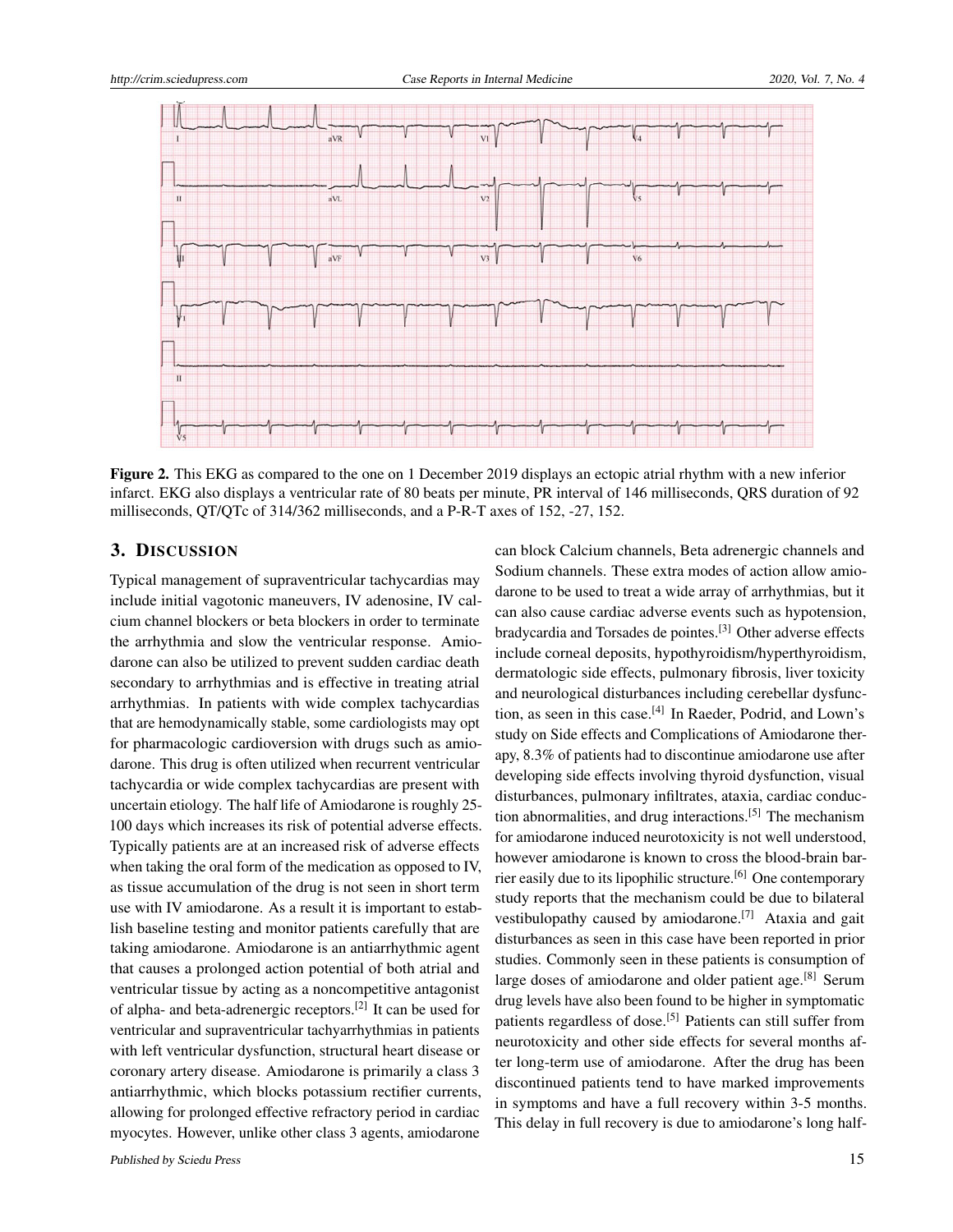**Figure 2.** This EKG as compared to the one on 1 December 2019 displays an ectopic atrial rhythm with a new inferior infarct. EKG also displays a ventricular rate of 80 beats per minute, PR interval of 146 milliseconds, QRS duration of 92 milliseconds, QT/QTc of 314/362 milliseconds, and a P-R-T axes of 152, -27, 152.

## 3. DISCUSSION

Typical management of supraventricular tachycardias may include initial vagotonic maneuvers, IV adenosine, IV calcium channel blockers or beta blockers in order to terminate the arrhythmia and slow the ventricular response. Amiodarone can also be utilized to prevent sudden cardiac death secondary to arrhythmias and is effective in treating atrial arrhythmias. In patients with wide complex tachycardias that are hemodynamically stable, some cardiologists may opt for pharmacologic cardioversion with drugs such as amiodarone. This drug is often utilized when recurrent ventricular tachycardia or wide complex tachycardias are present with uncertain etiology. The half life of Amiodarone is roughly 25-100 days which increases its risk of potential adverse effects. Typically patients are at an increased risk of adverse effects when taking the oral form of the medication as opposed to IV, as tissue accumulation of the drug is not seen in short term use with IV amiodarone. As a result it is important to establish baseline testing and monitor patients carefully that are taking amiodarone. Amiodarone is an antiarrhythmic agent that causes a prolonged action potential of both atrial and ventricular tissue by acting as a noncompetitive antagonist of alpha- and beta-adrenergic receptors.[2] It can be used for ventricular and supraventricular tachyarrhythmias in patients with left ventricular dysfunction, structural heart disease or coronary artery disease. Amiodarone is primarily a class 3 antiarrhythmic, which blocks potassium rectifier currents, allowing for prolonged effective refractory period in cardiac myocytes. However, unlike other class 3 agents, amiodarone can block Calcium channels, Beta adrenergic channels and Sodium channels. These extra modes of action allow amiodarone to be used to treat a wide array of arrhythmias, but it can also cause cardiac adverse events such as hypotension, bradycardia and Torsades de pointes.[3] Other adverse effects include corneal deposits, hypothyroidism/hyperthyroidism, dermatologic side effects, pulmonary fibrosis, liver toxicity and neurological disturbances including cerebellar dysfunction, as seen in this case.[4] In Raeder, Podrid, and Lown's study on Side effects and Complications of Amiodarone therapy, 8.3% of patients had to discontinue amiodarone use after developing side effects involving thyroid dysfunction, visual disturbances, pulmonary infiltrates, ataxia, cardiac conduction abnormalities, and drug interactions.[5] The mechanism for amiodarone induced neurotoxicity is not well understood, however amiodarone is known to cross the blood-brain barrier easily due to its lipophilic structure.[6] One contemporary study reports that the mechanism could be due to bilateral vestibulopathy caused by amiodarone.[7] Ataxia and gait disturbances as seen in this case have been reported in prior studies. Commonly seen in these patients is consumption of large doses of amiodarone and older patient age.[8] Serum drug levels have also been found to be higher in symptomatic patients regardless of dose.[5] Patients can still suffer from neurotoxicity and other side effects for several months after long-term use of amiodarone. After the drug has been discontinued patients tend to have marked improvements in symptoms and have a full recovery within 3-5 months. This delay in full recovery is due to amiodarone's long half-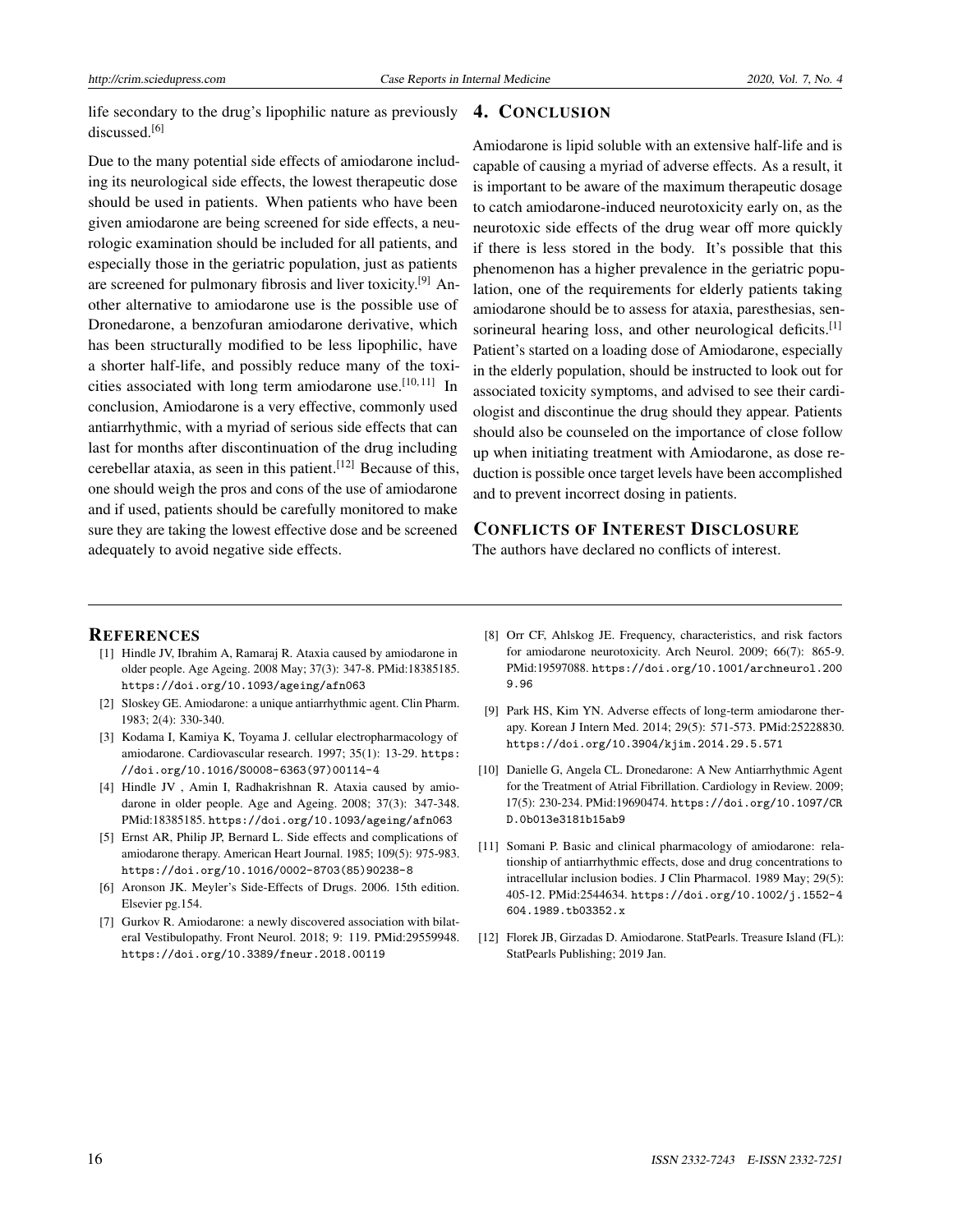life secondary to the drug's lipophilic nature as previously discussed.[6]

Due to the many potential side effects of amiodarone including its neurological side effects, the lowest therapeutic dose should be used in patients. When patients who have been given amiodarone are being screened for side effects, a neurologic examination should be included for all patients, and especially those in the geriatric population, just as patients are screened for pulmonary fibrosis and liver toxicity.[9] Another alternative to amiodarone use is the possible use of Dronedarone, a benzofuran amiodarone derivative, which has been structurally modified to be less lipophilic, have a shorter half-life, and possibly reduce many of the toxicities associated with long term amiodarone use.[10, 11] In conclusion, Amiodarone is a very effective, commonly used antiarrhythmic, with a myriad of serious side effects that can last for months after discontinuation of the drug including cerebellar ataxia, as seen in this patient.[12] Because of this, one should weigh the pros and cons of the use of amiodarone and if used, patients should be carefully monitored to make sure they are taking the lowest effective dose and be screened adequately to avoid negative side effects.

## 4. Conclusion

Amiodarone is lipid soluble with an extensive half-life and is capable of causing a myriad of adverse effects. As a result, it is important to be aware of the maximum therapeutic dosage to catch amiodarone-induced neurotoxicity early on, as the neurotoxic side effects of the drug wear off more quickly if there is less stored in the body. It's possible that this phenomenon has a higher prevalence in the geriatric population, one of the requirements for elderly patients taking amiodarone should be to assess for ataxia, paresthesias, sensorineural hearing loss, and other neurological deficits.[1] Patient's started on a loading dose of Amiodarone, especially in the elderly population, should be instructed to look out for associated toxicity symptoms, and advised to see their cardiologist and discontinue the drug should they appear. Patients should also be counseled on the importance of close follow up when initiating treatment with Amiodarone, as dose reduction is possible once target levels have been accomplished and to prevent incorrect dosing in patients.

## Conflicts of Interest Disclosure

The authors have declared no conflicts of interest.

## References

[1] Hindle JV, Ibrahim A, Ramaraj R. Ataxia caused by amiodarone in older people. Age Ageing. 2008 May; 37(3): 347-8. PMid:18385185. https://doi.org/10.1093/ageing/afn063

[2] Sloskey GE. Amiodarone: a unique antiarrhythmic agent. Clin Pharm. 1983; 2(4): 330-340.

[3] Kodama I, Kamiya K, Toyama J. cellular electropharmacology of amiodarone. Cardiovascular research. 1997; 35(1): 13-29. https://doi.org/10.1016/S0008-6363(97)00114-4

[4] Hindle JV , Amin I, Radhakrishnan R. Ataxia caused by amiodarone in older people. Age and Ageing. 2008; 37(3): 347-348. PMid:18385185. https://doi.org/10.1093/ageing/afn063

[5] Ernst AR, Philip JP, Bernard L. Side effects and complications of amiodarone therapy. American Heart Journal. 1985; 109(5): 975-983. https://doi.org/10.1016/0002-8703(85)90238-8

[6] Aronson JK. Meyler's Side-Effects of Drugs. 2006. 15th edition. Elsevier pg.154.

[7] Gurkov R. Amiodarone: a newly discovered association with bilateral Vestibulopathy. Front Neurol. 2018; 9: 119. PMid:29559948. https://doi.org/10.3389/fneur.2018.00119

[8] Orr CF, Ahlskog JE. Frequency, characteristics, and risk factors for amiodarone neurotoxicity. Arch Neurol. 2009; 66(7): 865-9. PMid:19597088. https://doi.org/10.1001/archneurol.2009.96

[9] Park HS, Kim YN. Adverse effects of long-term amiodarone therapy. Korean J Intern Med. 2014; 29(5): 571-573. PMid:25228830. https://doi.org/10.3904/kjim.2014.29.5.571

[10] Danielle G, Angela CL. Dronedarone: A New Antiarrhythmic Agent for the Treatment of Atrial Fibrillation. Cardiology in Review. 2009; 17(5): 230-234. PMid:19690474. https://doi.org/10.1097/CRD.0b013e3181b15ab9

[11] Somani P. Basic and clinical pharmacology of amiodarone: relationship of antiarrhythmic effects, dose and drug concentrations to intracellular inclusion bodies. J Clin Pharmacol. 1989 May; 29(5): 405-12. PMid:2544634. https://doi.org/10.1002/j.1552-4604.1989.tb03352.x

[12] Florek JB, Girzadas D. Amiodarone. StatPearls. Treasure Island (FL): StatPearls Publishing; 2019 Jan.